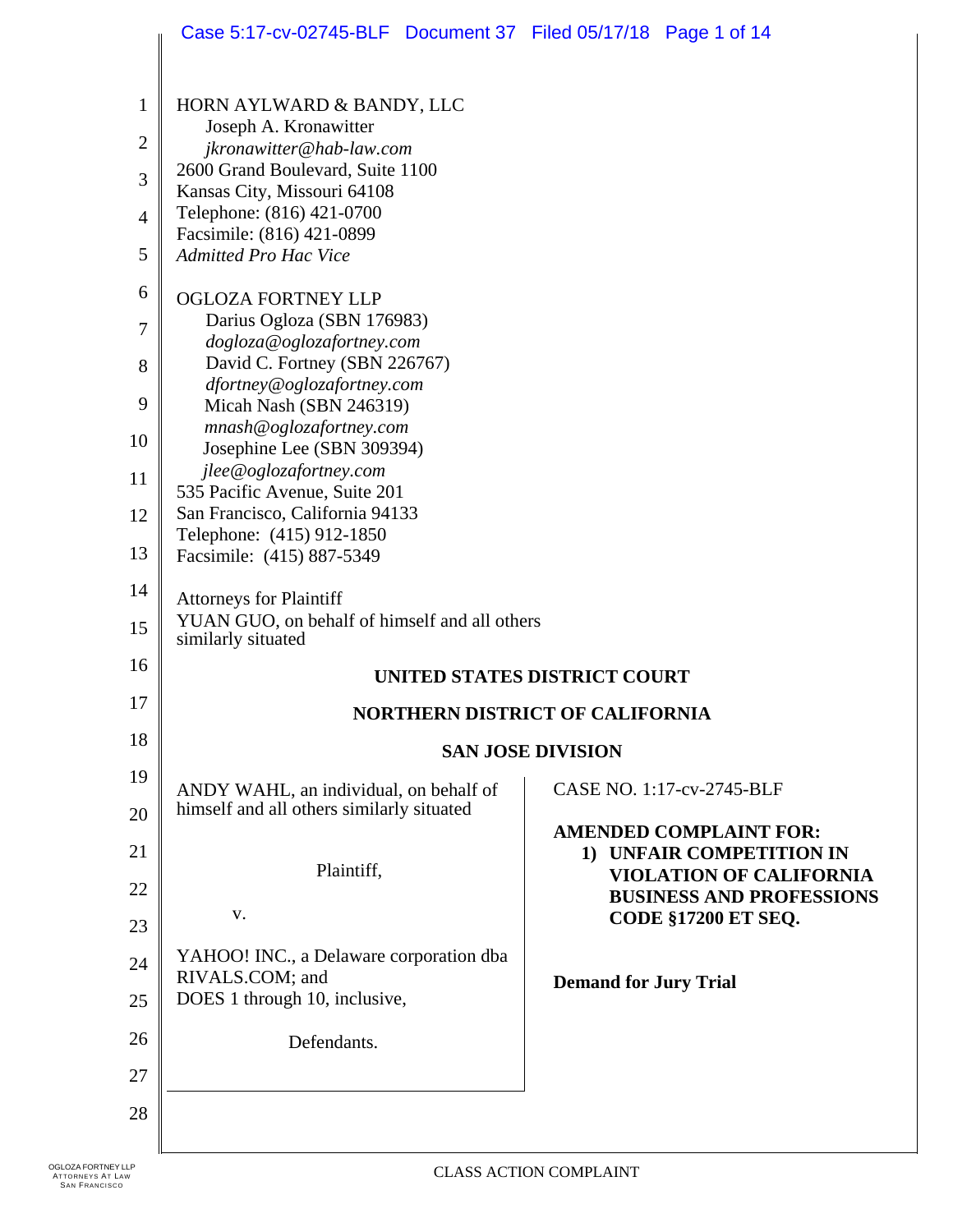HORN AYLWARD & BANDY, LLC
Joseph A. Kronawitter
*jkronawitter@hab-law.com*
2600 Grand Boulevard, Suite 1100
Kansas City, Missouri 64108
Telephone: (816) 421-0700
Facsimile: (816) 421-0899
*Admitted Pro Hac Vice*

OGLOZA FORTNEY LLP
Darius Ogloza (SBN 176983)
*dogloza@oglozafortney.com*
David C. Fortney (SBN 226767)
*dfortney@oglozafortney.com*
Micah Nash (SBN 246319)
*mnash@oglozafortney.com*
Josephine Lee (SBN 309394)
*jlee@oglozafortney.com*
535 Pacific Avenue, Suite 201
San Francisco, California 94133
Telephone: (415) 912-1850
Facsimile: (415) 887-5349

Attorneys for Plaintiff
YUAN GUO, on behalf of himself and all others similarly situated

**UNITED STATES DISTRICT COURT**

**NORTHERN DISTRICT OF CALIFORNIA**

**SAN JOSE DIVISION**

ANDY WAHL, an individual, on behalf of himself and all others similarly situated

Plaintiff,

v.

YAHOO! INC., a Delaware corporation dba RIVALS.COM; and
DOES 1 through 10, inclusive,

Defendants.

CASE NO. 1:17-cv-2745-BLF

**AMENDED COMPLAINT FOR:**

1) **UNFAIR COMPETITION IN VIOLATION OF CALIFORNIA BUSINESS AND PROFESSIONS CODE §17200 ET SEQ.**

**Demand for Jury Trial**

CLASS ACTION COMPLAINT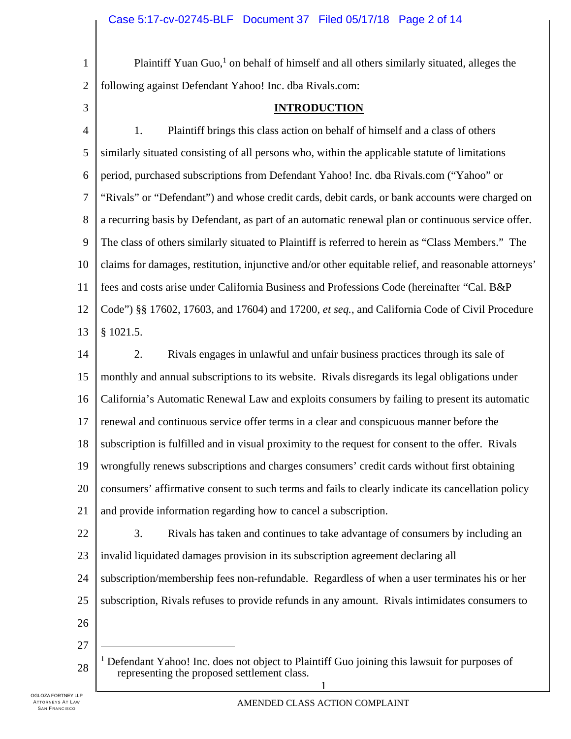Plaintiff Yuan Guo,[1] on behalf of himself and all others similarly situated, alleges the following against Defendant Yahoo! Inc. dba Rivals.com:

## INTRODUCTION

1. Plaintiff brings this class action on behalf of himself and a class of others similarly situated consisting of all persons who, within the applicable statute of limitations period, purchased subscriptions from Defendant Yahoo! Inc. dba Rivals.com ("Yahoo" or "Rivals" or "Defendant") and whose credit cards, debit cards, or bank accounts were charged on a recurring basis by Defendant, as part of an automatic renewal plan or continuous service offer. The class of others similarly situated to Plaintiff is referred to herein as "Class Members." The claims for damages, restitution, injunctive and/or other equitable relief, and reasonable attorneys' fees and costs arise under California Business and Professions Code (hereinafter "Cal. B&P Code") §§ 17602, 17603, and 17604) and 17200, *et seq.*, and California Code of Civil Procedure § 1021.5.

2. Rivals engages in unlawful and unfair business practices through its sale of monthly and annual subscriptions to its website. Rivals disregards its legal obligations under California's Automatic Renewal Law and exploits consumers by failing to present its automatic renewal and continuous service offer terms in a clear and conspicuous manner before the subscription is fulfilled and in visual proximity to the request for consent to the offer. Rivals wrongfully renews subscriptions and charges consumers' credit cards without first obtaining consumers' affirmative consent to such terms and fails to clearly indicate its cancellation policy and provide information regarding how to cancel a subscription.

3. Rivals has taken and continues to take advantage of consumers by including an invalid liquidated damages provision in its subscription agreement declaring all subscription/membership fees non-refundable. Regardless of when a user terminates his or her subscription, Rivals refuses to provide refunds in any amount. Rivals intimidates consumers to

---

[1] Defendant Yahoo! Inc. does not object to Plaintiff Guo joining this lawsuit for purposes of representing the proposed settlement class.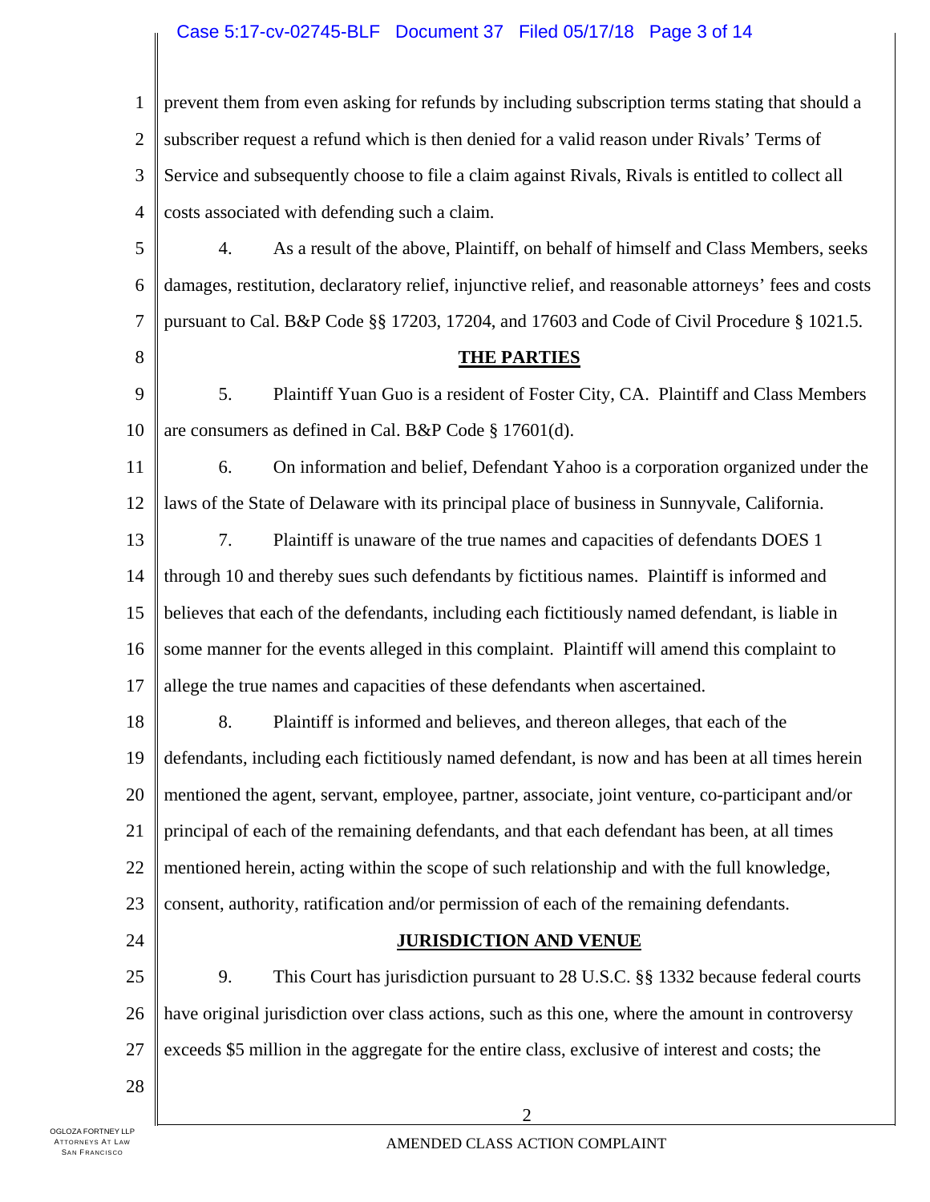prevent them from even asking for refunds by including subscription terms stating that should a subscriber request a refund which is then denied for a valid reason under Rivals' Terms of Service and subsequently choose to file a claim against Rivals, Rivals is entitled to collect all costs associated with defending such a claim.

4. As a result of the above, Plaintiff, on behalf of himself and Class Members, seeks damages, restitution, declaratory relief, injunctive relief, and reasonable attorneys' fees and costs pursuant to Cal. B&P Code §§ 17203, 17204, and 17603 and Code of Civil Procedure § 1021.5.

## THE PARTIES

5. Plaintiff Yuan Guo is a resident of Foster City, CA. Plaintiff and Class Members are consumers as defined in Cal. B&P Code § 17601(d).

6. On information and belief, Defendant Yahoo is a corporation organized under the laws of the State of Delaware with its principal place of business in Sunnyvale, California.

7. Plaintiff is unaware of the true names and capacities of defendants DOES 1 through 10 and thereby sues such defendants by fictitious names. Plaintiff is informed and believes that each of the defendants, including each fictitiously named defendant, is liable in some manner for the events alleged in this complaint. Plaintiff will amend this complaint to allege the true names and capacities of these defendants when ascertained.

8. Plaintiff is informed and believes, and thereon alleges, that each of the defendants, including each fictitiously named defendant, is now and has been at all times herein mentioned the agent, servant, employee, partner, associate, joint venture, co-participant and/or principal of each of the remaining defendants, and that each defendant has been, at all times mentioned herein, acting within the scope of such relationship and with the full knowledge, consent, authority, ratification and/or permission of each of the remaining defendants.

## JURISDICTION AND VENUE

9. This Court has jurisdiction pursuant to 28 U.S.C. §§ 1332 because federal courts have original jurisdiction over class actions, such as this one, where the amount in controversy exceeds $5 million in the aggregate for the entire class, exclusive of interest and costs; the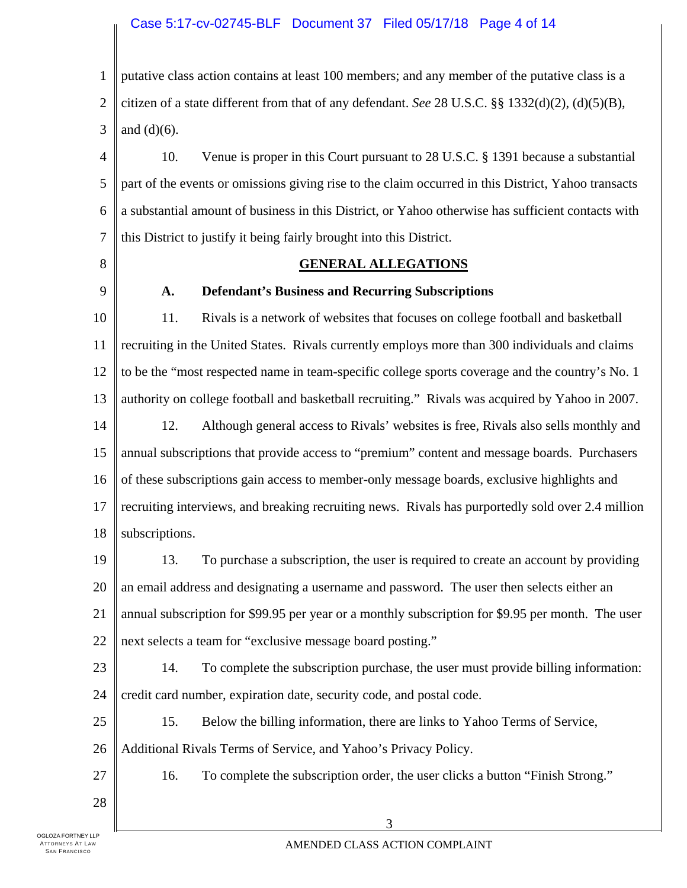putative class action contains at least 100 members; and any member of the putative class is a citizen of a state different from that of any defendant. *See* 28 U.S.C. §§ 1332(d)(2), (d)(5)(B), and (d)(6).

10. Venue is proper in this Court pursuant to 28 U.S.C. § 1391 because a substantial part of the events or omissions giving rise to the claim occurred in this District, Yahoo transacts a substantial amount of business in this District, or Yahoo otherwise has sufficient contacts with this District to justify it being fairly brought into this District.

## GENERAL ALLEGATIONS

### A. Defendant's Business and Recurring Subscriptions

11. Rivals is a network of websites that focuses on college football and basketball recruiting in the United States. Rivals currently employs more than 300 individuals and claims to be the "most respected name in team-specific college sports coverage and the country's No. 1 authority on college football and basketball recruiting." Rivals was acquired by Yahoo in 2007.

12. Although general access to Rivals' websites is free, Rivals also sells monthly and annual subscriptions that provide access to "premium" content and message boards. Purchasers of these subscriptions gain access to member-only message boards, exclusive highlights and recruiting interviews, and breaking recruiting news. Rivals has purportedly sold over 2.4 million subscriptions.

13. To purchase a subscription, the user is required to create an account by providing an email address and designating a username and password. The user then selects either an annual subscription for $99.95 per year or a monthly subscription for $9.95 per month. The user next selects a team for "exclusive message board posting."

14. To complete the subscription purchase, the user must provide billing information: credit card number, expiration date, security code, and postal code.

15. Below the billing information, there are links to Yahoo Terms of Service, Additional Rivals Terms of Service, and Yahoo's Privacy Policy.

16. To complete the subscription order, the user clicks a button "Finish Strong."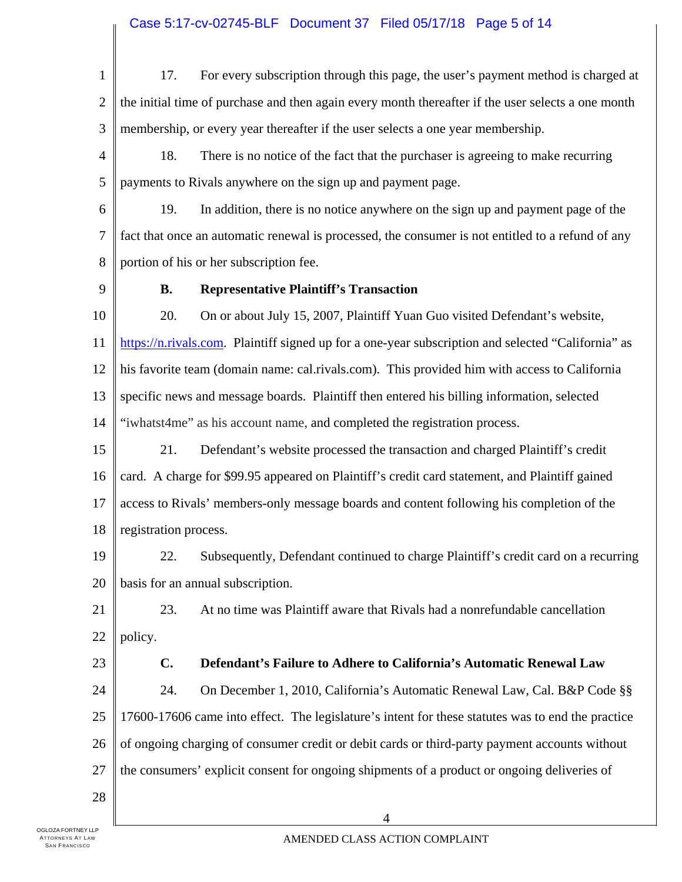17. For every subscription through this page, the user's payment method is charged at the initial time of purchase and then again every month thereafter if the user selects a one month membership, or every year thereafter if the user selects a one year membership.

18. There is no notice of the fact that the purchaser is agreeing to make recurring payments to Rivals anywhere on the sign up and payment page.

19. In addition, there is no notice anywhere on the sign up and payment page of the fact that once an automatic renewal is processed, the consumer is not entitled to a refund of any portion of his or her subscription fee.

**B. Representative Plaintiff's Transaction**

20. On or about July 15, 2007, Plaintiff Yuan Guo visited Defendant's website, https://n.rivals.com. Plaintiff signed up for a one-year subscription and selected "California" as his favorite team (domain name: cal.rivals.com). This provided him with access to California specific news and message boards. Plaintiff then entered his billing information, selected "iwhatst4me" as his account name, and completed the registration process.

21. Defendant's website processed the transaction and charged Plaintiff's credit card. A charge for $99.95 appeared on Plaintiff's credit card statement, and Plaintiff gained access to Rivals' members-only message boards and content following his completion of the registration process.

22. Subsequently, Defendant continued to charge Plaintiff's credit card on a recurring basis for an annual subscription.

23. At no time was Plaintiff aware that Rivals had a nonrefundable cancellation policy.

**C. Defendant's Failure to Adhere to California's Automatic Renewal Law**

24. On December 1, 2010, California's Automatic Renewal Law, Cal. B&P Code §§ 17600-17606 came into effect. The legislature's intent for these statutes was to end the practice of ongoing charging of consumer credit or debit cards or third-party payment accounts without the consumers' explicit consent for ongoing shipments of a product or ongoing deliveries of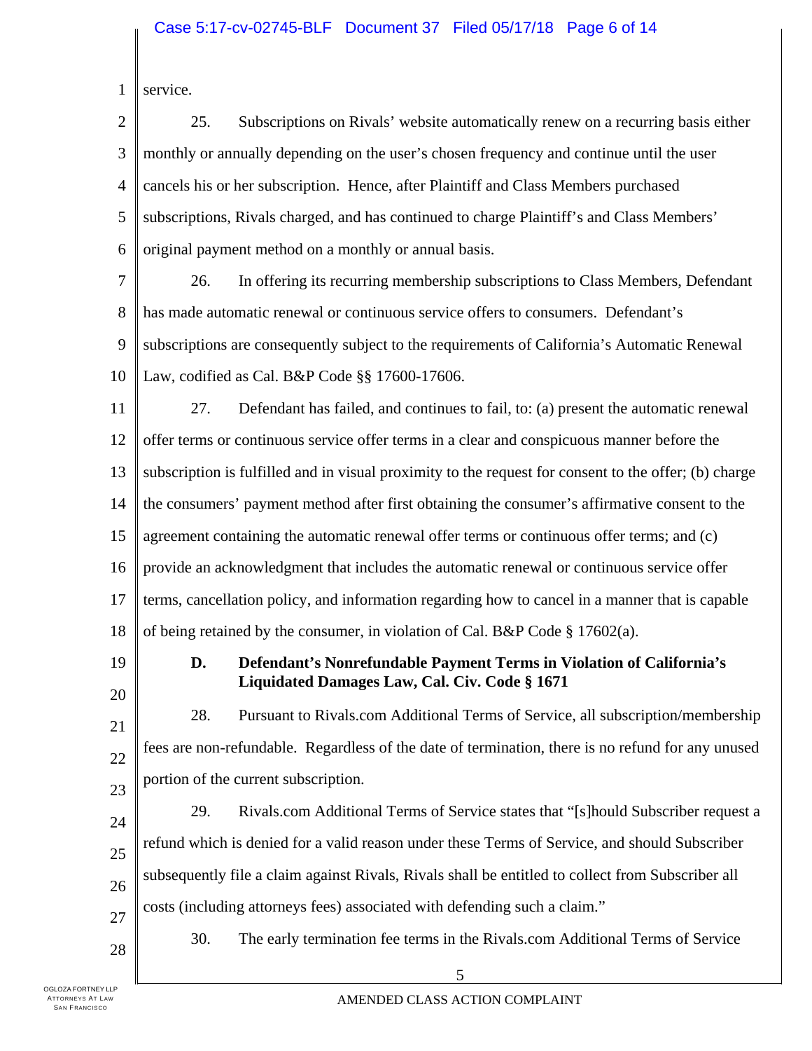service.

25. Subscriptions on Rivals' website automatically renew on a recurring basis either monthly or annually depending on the user's chosen frequency and continue until the user cancels his or her subscription. Hence, after Plaintiff and Class Members purchased subscriptions, Rivals charged, and has continued to charge Plaintiff's and Class Members' original payment method on a monthly or annual basis.

26. In offering its recurring membership subscriptions to Class Members, Defendant has made automatic renewal or continuous service offers to consumers. Defendant's subscriptions are consequently subject to the requirements of California's Automatic Renewal Law, codified as Cal. B&P Code §§ 17600-17606.

27. Defendant has failed, and continues to fail, to: (a) present the automatic renewal offer terms or continuous service offer terms in a clear and conspicuous manner before the subscription is fulfilled and in visual proximity to the request for consent to the offer; (b) charge the consumers' payment method after first obtaining the consumer's affirmative consent to the agreement containing the automatic renewal offer terms or continuous offer terms; and (c) provide an acknowledgment that includes the automatic renewal or continuous service offer terms, cancellation policy, and information regarding how to cancel in a manner that is capable of being retained by the consumer, in violation of Cal. B&P Code § 17602(a).

### D. Defendant's Nonrefundable Payment Terms in Violation of California's Liquidated Damages Law, Cal. Civ. Code § 1671

28. Pursuant to Rivals.com Additional Terms of Service, all subscription/membership fees are non-refundable. Regardless of the date of termination, there is no refund for any unused portion of the current subscription.

29. Rivals.com Additional Terms of Service states that "[s]hould Subscriber request a refund which is denied for a valid reason under these Terms of Service, and should Subscriber subsequently file a claim against Rivals, Rivals shall be entitled to collect from Subscriber all costs (including attorneys fees) associated with defending such a claim."

30. The early termination fee terms in the Rivals.com Additional Terms of Service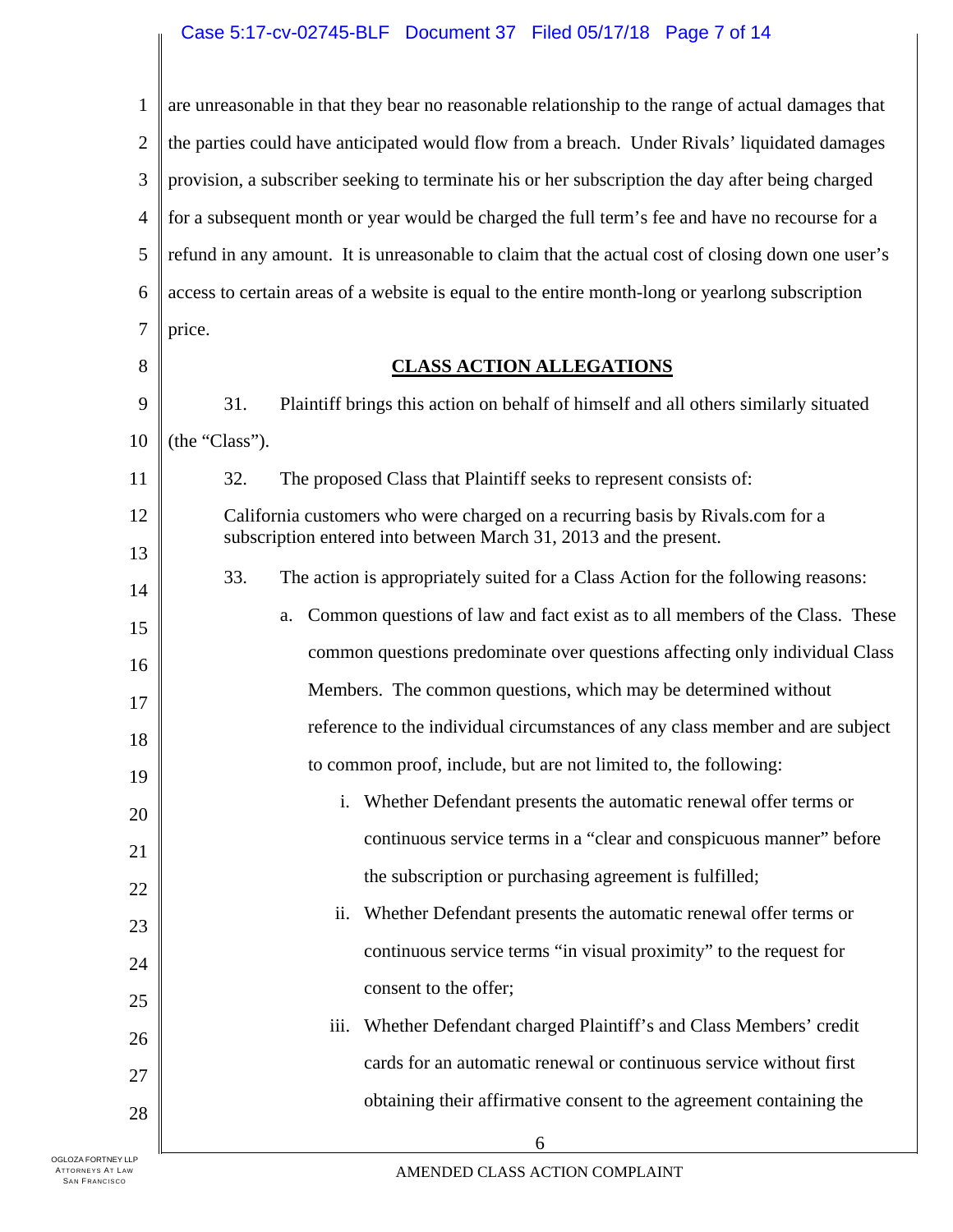are unreasonable in that they bear no reasonable relationship to the range of actual damages that the parties could have anticipated would flow from a breach. Under Rivals' liquidated damages provision, a subscriber seeking to terminate his or her subscription the day after being charged for a subsequent month or year would be charged the full term's fee and have no recourse for a refund in any amount. It is unreasonable to claim that the actual cost of closing down one user's access to certain areas of a website is equal to the entire month-long or yearlong subscription price.

## CLASS ACTION ALLEGATIONS

31. Plaintiff brings this action on behalf of himself and all others similarly situated (the "Class").

32. The proposed Class that Plaintiff seeks to represent consists of:

California customers who were charged on a recurring basis by Rivals.com for a subscription entered into between March 31, 2013 and the present.

33. The action is appropriately suited for a Class Action for the following reasons:

a. Common questions of law and fact exist as to all members of the Class. These common questions predominate over questions affecting only individual Class Members. The common questions, which may be determined without reference to the individual circumstances of any class member and are subject to common proof, include, but are not limited to, the following:

   i. Whether Defendant presents the automatic renewal offer terms or continuous service terms in a "clear and conspicuous manner" before the subscription or purchasing agreement is fulfilled;

   ii. Whether Defendant presents the automatic renewal offer terms or continuous service terms "in visual proximity" to the request for consent to the offer;

   iii. Whether Defendant charged Plaintiff's and Class Members' credit cards for an automatic renewal or continuous service without first obtaining their affirmative consent to the agreement containing the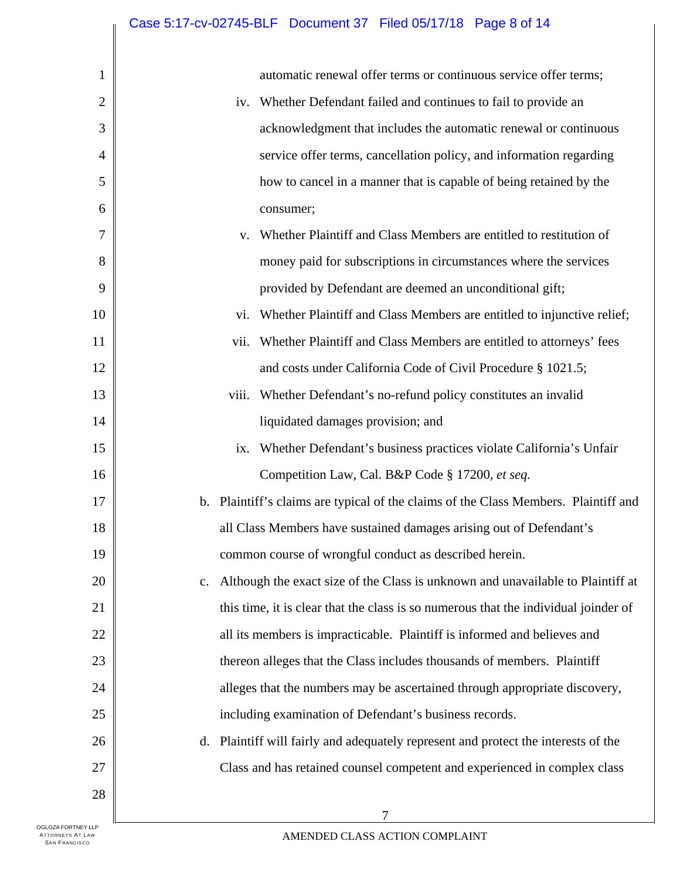automatic renewal offer terms or continuous service offer terms;

iv. Whether Defendant failed and continues to fail to provide an acknowledgment that includes the automatic renewal or continuous service offer terms, cancellation policy, and information regarding how to cancel in a manner that is capable of being retained by the consumer;

v. Whether Plaintiff and Class Members are entitled to restitution of money paid for subscriptions in circumstances where the services provided by Defendant are deemed an unconditional gift;

vi. Whether Plaintiff and Class Members are entitled to injunctive relief;

vii. Whether Plaintiff and Class Members are entitled to attorneys' fees and costs under California Code of Civil Procedure § 1021.5;

viii. Whether Defendant's no-refund policy constitutes an invalid liquidated damages provision; and

ix. Whether Defendant's business practices violate California's Unfair Competition Law, Cal. B&P Code § 17200, *et seq.*

b. Plaintiff's claims are typical of the claims of the Class Members. Plaintiff and all Class Members have sustained damages arising out of Defendant's common course of wrongful conduct as described herein.

c. Although the exact size of the Class is unknown and unavailable to Plaintiff at this time, it is clear that the class is so numerous that the individual joinder of all its members is impracticable. Plaintiff is informed and believes and thereon alleges that the Class includes thousands of members. Plaintiff alleges that the numbers may be ascertained through appropriate discovery, including examination of Defendant's business records.

d. Plaintiff will fairly and adequately represent and protect the interests of the Class and has retained counsel competent and experienced in complex class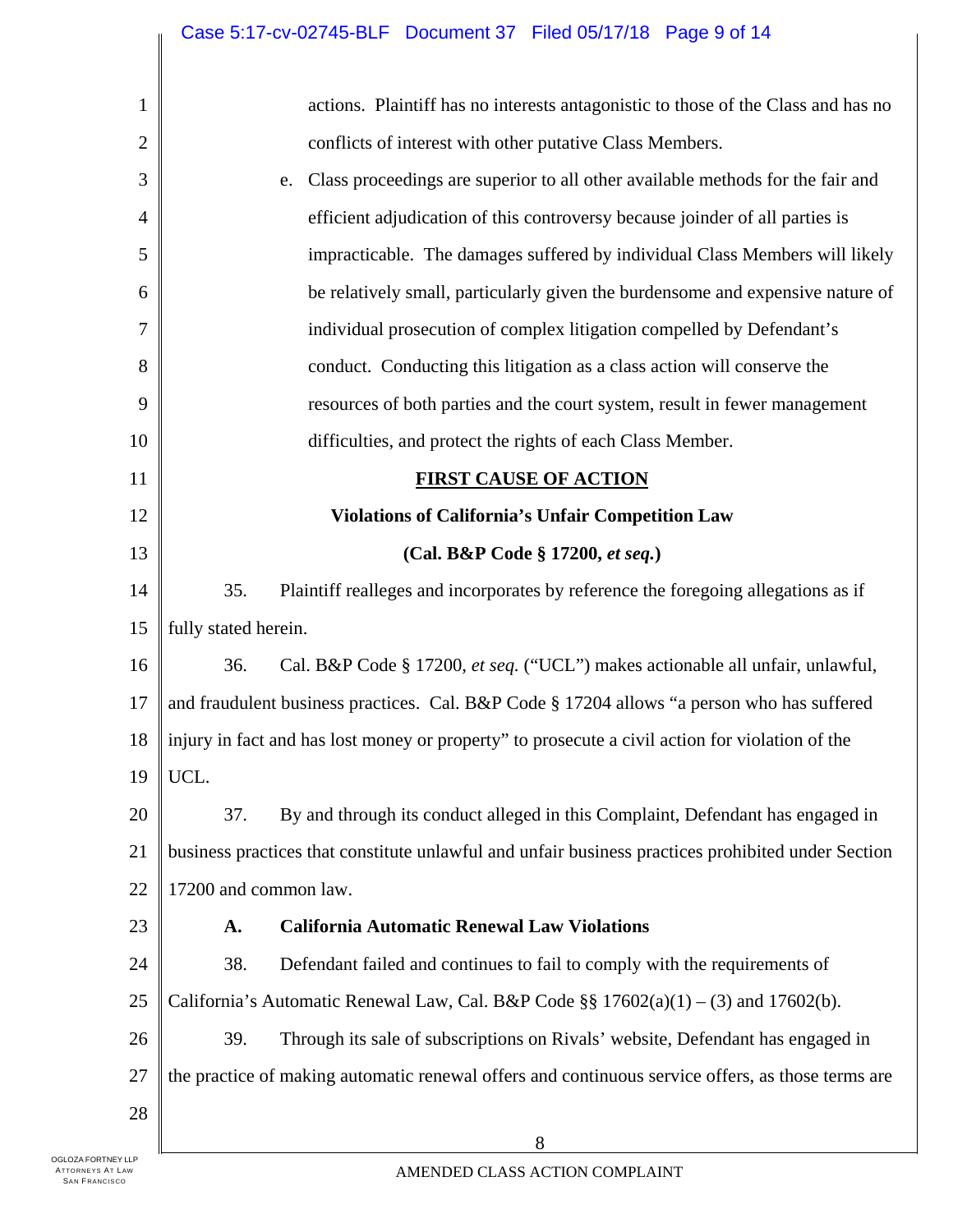actions. Plaintiff has no interests antagonistic to those of the Class and has no conflicts of interest with other putative Class Members.

e. Class proceedings are superior to all other available methods for the fair and efficient adjudication of this controversy because joinder of all parties is impracticable. The damages suffered by individual Class Members will likely be relatively small, particularly given the burdensome and expensive nature of individual prosecution of complex litigation compelled by Defendant's conduct. Conducting this litigation as a class action will conserve the resources of both parties and the court system, result in fewer management difficulties, and protect the rights of each Class Member.

## FIRST CAUSE OF ACTION

### Violations of California's Unfair Competition Law

### (Cal. B&P Code § 17200, *et seq.*)

35. Plaintiff realleges and incorporates by reference the foregoing allegations as if fully stated herein.

36. Cal. B&P Code § 17200, *et seq.* ("UCL") makes actionable all unfair, unlawful, and fraudulent business practices. Cal. B&P Code § 17204 allows "a person who has suffered injury in fact and has lost money or property" to prosecute a civil action for violation of the UCL.

37. By and through its conduct alleged in this Complaint, Defendant has engaged in business practices that constitute unlawful and unfair business practices prohibited under Section 17200 and common law.

**A. California Automatic Renewal Law Violations**

38. Defendant failed and continues to fail to comply with the requirements of California's Automatic Renewal Law, Cal. B&P Code §§ 17602(a)(1) – (3) and 17602(b).

39. Through its sale of subscriptions on Rivals' website, Defendant has engaged in the practice of making automatic renewal offers and continuous service offers, as those terms are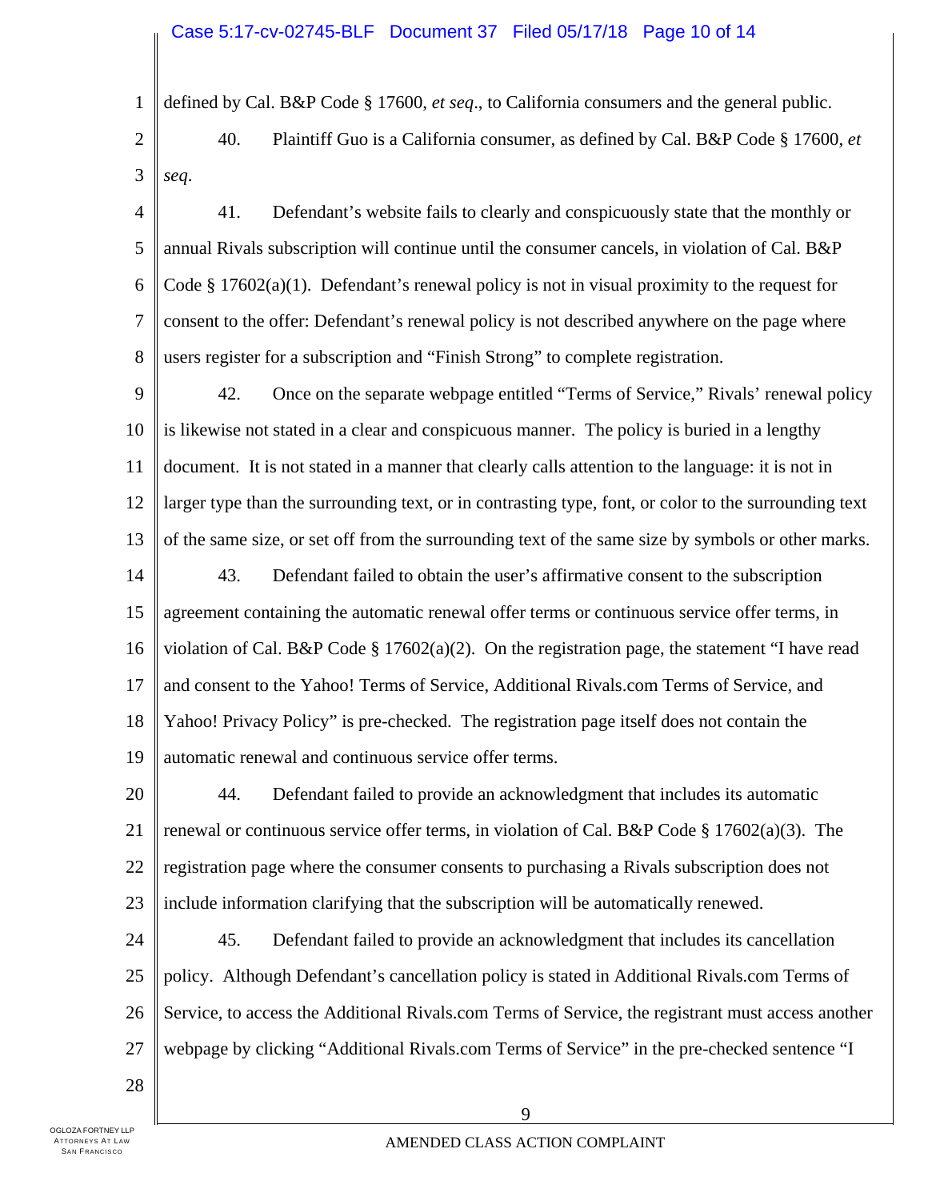defined by Cal. B&P Code § 17600, *et seq*., to California consumers and the general public.

40. Plaintiff Guo is a California consumer, as defined by Cal. B&P Code § 17600, *et seq*.

41. Defendant's website fails to clearly and conspicuously state that the monthly or annual Rivals subscription will continue until the consumer cancels, in violation of Cal. B&P Code § 17602(a)(1). Defendant's renewal policy is not in visual proximity to the request for consent to the offer: Defendant's renewal policy is not described anywhere on the page where users register for a subscription and "Finish Strong" to complete registration.

42. Once on the separate webpage entitled "Terms of Service," Rivals' renewal policy is likewise not stated in a clear and conspicuous manner. The policy is buried in a lengthy document. It is not stated in a manner that clearly calls attention to the language: it is not in larger type than the surrounding text, or in contrasting type, font, or color to the surrounding text of the same size, or set off from the surrounding text of the same size by symbols or other marks.

43. Defendant failed to obtain the user's affirmative consent to the subscription agreement containing the automatic renewal offer terms or continuous service offer terms, in violation of Cal. B&P Code § 17602(a)(2). On the registration page, the statement "I have read and consent to the Yahoo! Terms of Service, Additional Rivals.com Terms of Service, and Yahoo! Privacy Policy" is pre-checked. The registration page itself does not contain the automatic renewal and continuous service offer terms.

44. Defendant failed to provide an acknowledgment that includes its automatic renewal or continuous service offer terms, in violation of Cal. B&P Code § 17602(a)(3). The registration page where the consumer consents to purchasing a Rivals subscription does not include information clarifying that the subscription will be automatically renewed.

45. Defendant failed to provide an acknowledgment that includes its cancellation policy. Although Defendant's cancellation policy is stated in Additional Rivals.com Terms of Service, to access the Additional Rivals.com Terms of Service, the registrant must access another webpage by clicking "Additional Rivals.com Terms of Service" in the pre-checked sentence "I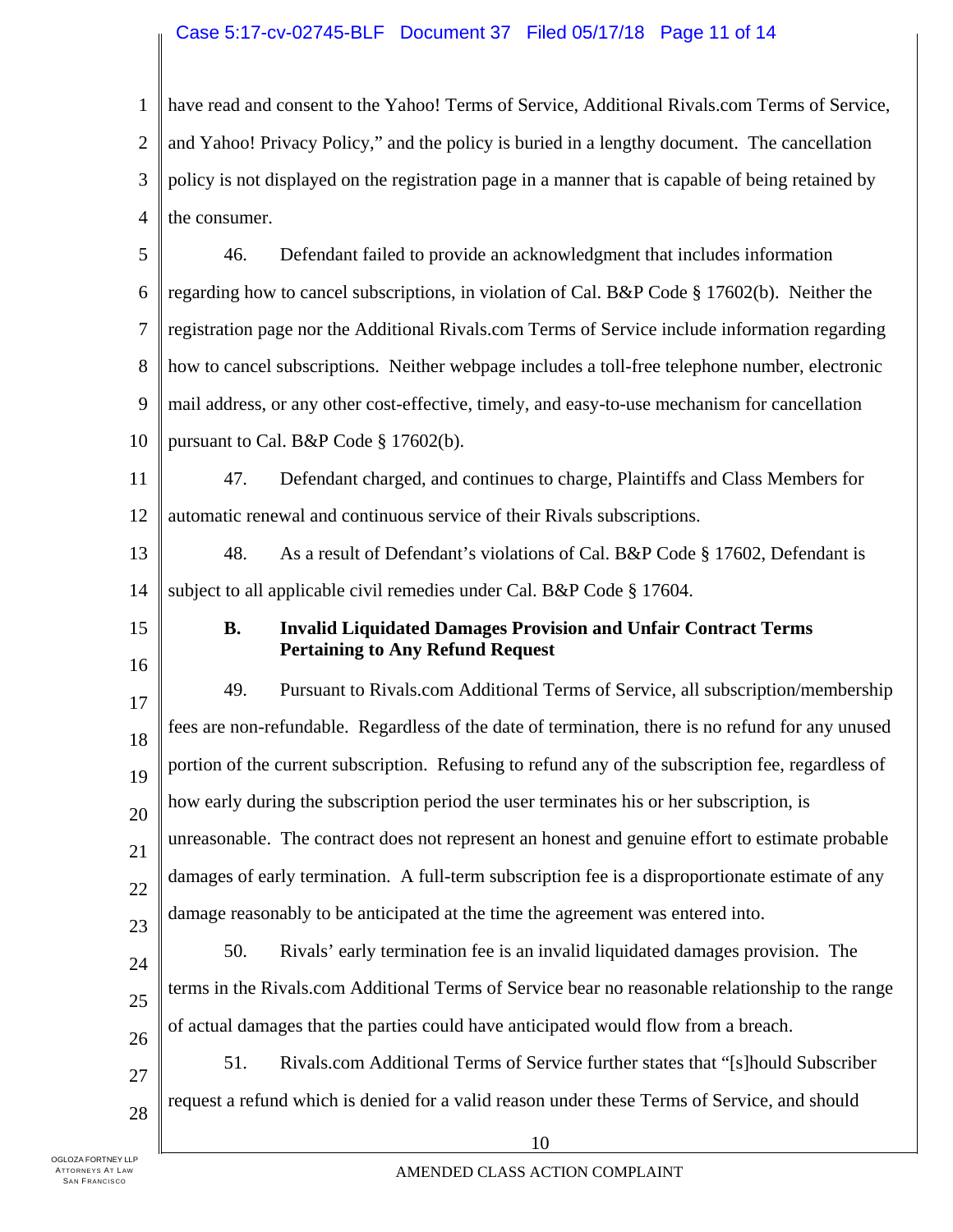have read and consent to the Yahoo! Terms of Service, Additional Rivals.com Terms of Service, and Yahoo! Privacy Policy," and the policy is buried in a lengthy document. The cancellation policy is not displayed on the registration page in a manner that is capable of being retained by the consumer.

46. Defendant failed to provide an acknowledgment that includes information regarding how to cancel subscriptions, in violation of Cal. B&P Code § 17602(b). Neither the registration page nor the Additional Rivals.com Terms of Service include information regarding how to cancel subscriptions. Neither webpage includes a toll-free telephone number, electronic mail address, or any other cost-effective, timely, and easy-to-use mechanism for cancellation pursuant to Cal. B&P Code § 17602(b).

47. Defendant charged, and continues to charge, Plaintiffs and Class Members for automatic renewal and continuous service of their Rivals subscriptions.

48. As a result of Defendant's violations of Cal. B&P Code § 17602, Defendant is subject to all applicable civil remedies under Cal. B&P Code § 17604.

### B. Invalid Liquidated Damages Provision and Unfair Contract Terms Pertaining to Any Refund Request

49. Pursuant to Rivals.com Additional Terms of Service, all subscription/membership fees are non-refundable. Regardless of the date of termination, there is no refund for any unused portion of the current subscription. Refusing to refund any of the subscription fee, regardless of how early during the subscription period the user terminates his or her subscription, is unreasonable. The contract does not represent an honest and genuine effort to estimate probable damages of early termination. A full-term subscription fee is a disproportionate estimate of any damage reasonably to be anticipated at the time the agreement was entered into.

50. Rivals' early termination fee is an invalid liquidated damages provision. The terms in the Rivals.com Additional Terms of Service bear no reasonable relationship to the range of actual damages that the parties could have anticipated would flow from a breach.

51. Rivals.com Additional Terms of Service further states that "[s]hould Subscriber request a refund which is denied for a valid reason under these Terms of Service, and should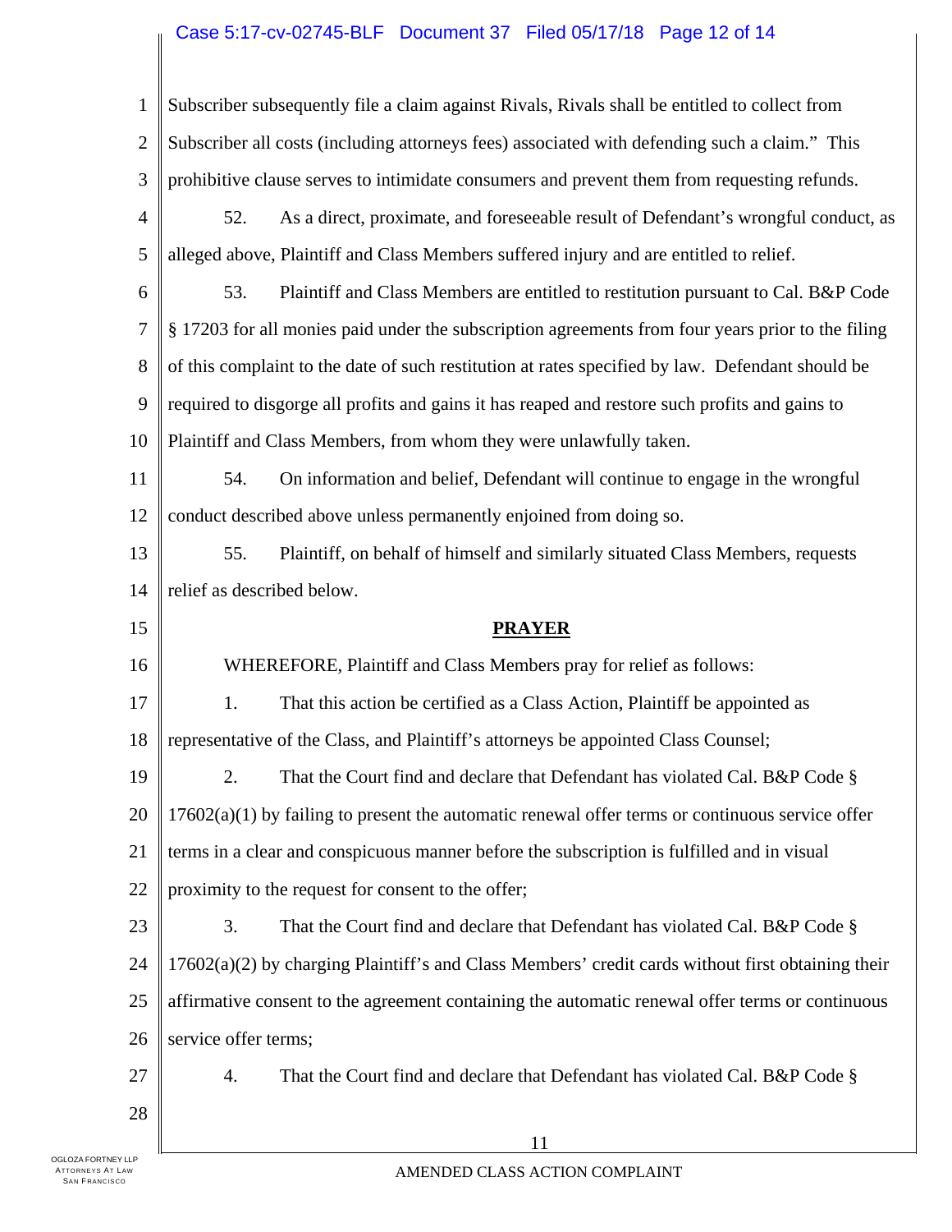Subscriber subsequently file a claim against Rivals, Rivals shall be entitled to collect from Subscriber all costs (including attorneys fees) associated with defending such a claim." This prohibitive clause serves to intimidate consumers and prevent them from requesting refunds.

52. As a direct, proximate, and foreseeable result of Defendant's wrongful conduct, as alleged above, Plaintiff and Class Members suffered injury and are entitled to relief.

53. Plaintiff and Class Members are entitled to restitution pursuant to Cal. B&P Code § 17203 for all monies paid under the subscription agreements from four years prior to the filing of this complaint to the date of such restitution at rates specified by law. Defendant should be required to disgorge all profits and gains it has reaped and restore such profits and gains to Plaintiff and Class Members, from whom they were unlawfully taken.

54. On information and belief, Defendant will continue to engage in the wrongful conduct described above unless permanently enjoined from doing so.

55. Plaintiff, on behalf of himself and similarly situated Class Members, requests relief as described below.

## PRAYER

WHEREFORE, Plaintiff and Class Members pray for relief as follows:

1. That this action be certified as a Class Action, Plaintiff be appointed as representative of the Class, and Plaintiff's attorneys be appointed Class Counsel;

2. That the Court find and declare that Defendant has violated Cal. B&P Code § 17602(a)(1) by failing to present the automatic renewal offer terms or continuous service offer terms in a clear and conspicuous manner before the subscription is fulfilled and in visual proximity to the request for consent to the offer;

3. That the Court find and declare that Defendant has violated Cal. B&P Code § 17602(a)(2) by charging Plaintiff's and Class Members' credit cards without first obtaining their affirmative consent to the agreement containing the automatic renewal offer terms or continuous service offer terms;

4. That the Court find and declare that Defendant has violated Cal. B&P Code §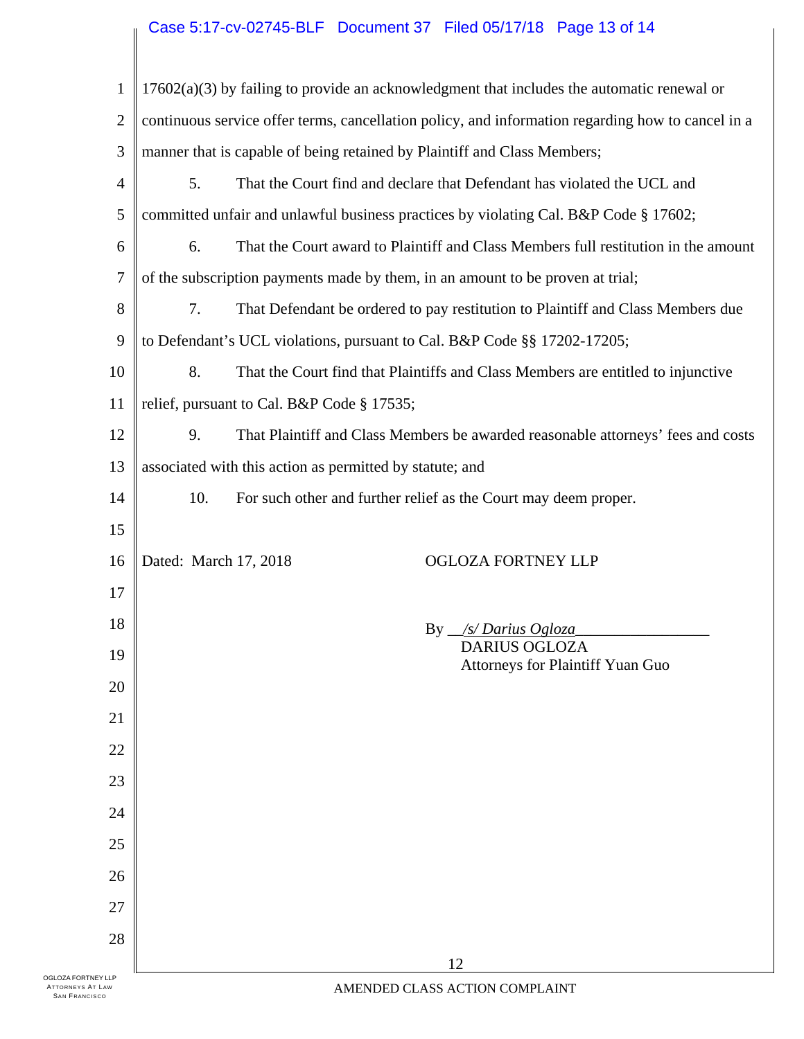17602(a)(3) by failing to provide an acknowledgment that includes the automatic renewal or continuous service offer terms, cancellation policy, and information regarding how to cancel in a manner that is capable of being retained by Plaintiff and Class Members;

5. That the Court find and declare that Defendant has violated the UCL and committed unfair and unlawful business practices by violating Cal. B&P Code § 17602;

6. That the Court award to Plaintiff and Class Members full restitution in the amount of the subscription payments made by them, in an amount to be proven at trial;

7. That Defendant be ordered to pay restitution to Plaintiff and Class Members due to Defendant's UCL violations, pursuant to Cal. B&P Code §§ 17202-17205;

8. That the Court find that Plaintiffs and Class Members are entitled to injunctive relief, pursuant to Cal. B&P Code § 17535;

9. That Plaintiff and Class Members be awarded reasonable attorneys' fees and costs associated with this action as permitted by statute; and

10. For such other and further relief as the Court may deem proper.

Dated: March 17, 2018

OGLOZA FORTNEY LLP

By */s/ Darius Ogloza*
DARIUS OGLOZA
Attorneys for Plaintiff Yuan Guo

AMENDED CLASS ACTION COMPLAINT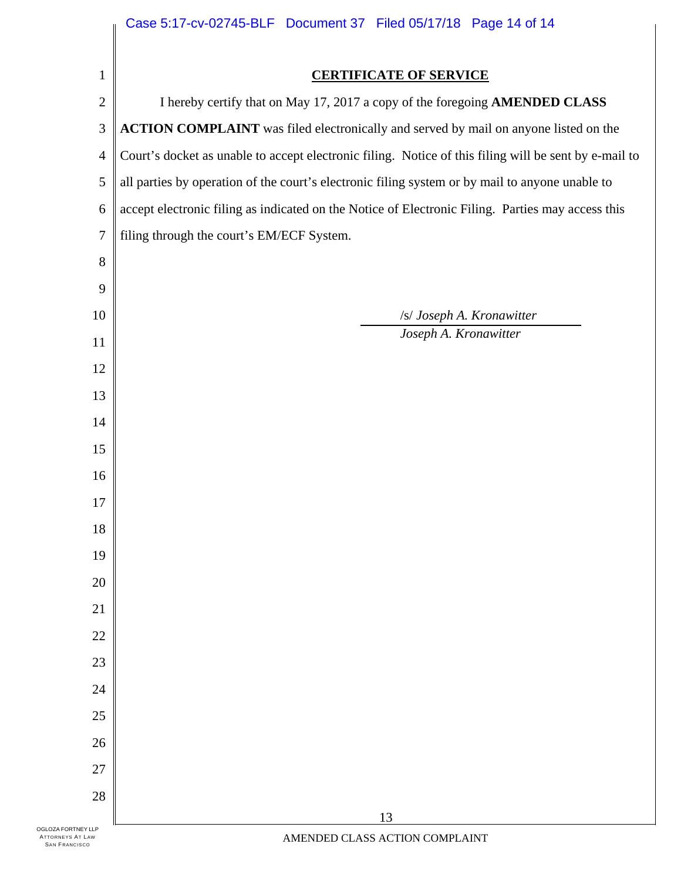**CERTIFICATE OF SERVICE**

I hereby certify that on May 17, 2017 a copy of the foregoing **AMENDED CLASS ACTION COMPLAINT** was filed electronically and served by mail on anyone listed on the Court's docket as unable to accept electronic filing. Notice of this filing will be sent by e-mail to all parties by operation of the court's electronic filing system or by mail to anyone unable to accept electronic filing as indicated on the Notice of Electronic Filing. Parties may access this filing through the court's EM/ECF System.

/s/ *Joseph A. Kronawitter*

*Joseph A. Kronawitter*